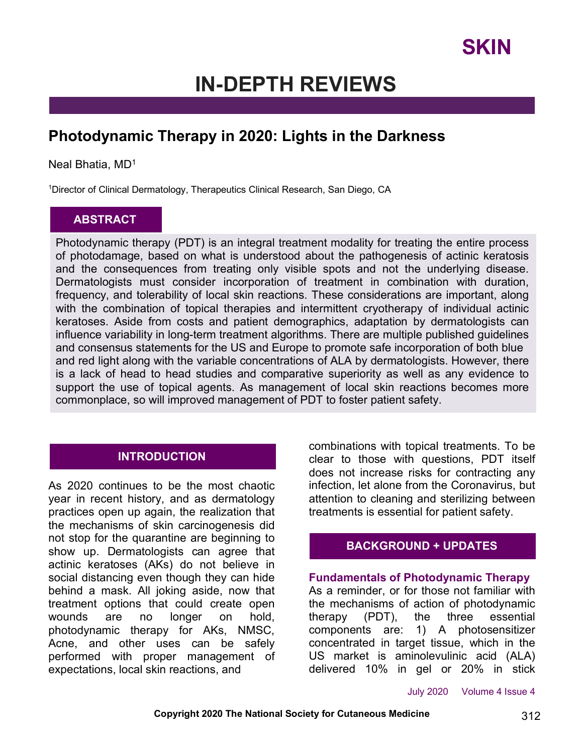# Photodynamic Therapy in 2020: Lights in the Darkness

Neal Bhatia, MD[1]

[1]Director of Clinical Dermatology, Therapeutics Clinical Research, San Diego, CA

## ABSTRACT

Photodynamic therapy (PDT) is an integral treatment modality for treating the entire process of photodamage, based on what is understood about the pathogenesis of actinic keratosis and the consequences from treating only visible spots and not the underlying disease. Dermatologists must consider incorporation of treatment in combination with duration, frequency, and tolerability of local skin reactions. These considerations are important, along with the combination of topical therapies and intermittent cryotherapy of individual actinic keratoses. Aside from costs and patient demographics, adaptation by dermatologists can influence variability in long-term treatment algorithms. There are multiple published guidelines and consensus statements for the US and Europe to promote safe incorporation of both blue and red light along with the variable concentrations of ALA by dermatologists. However, there is a lack of head to head studies and comparative superiority as well as any evidence to support the use of topical agents. As management of local skin reactions becomes more commonplace, so will improved management of PDT to foster patient safety.

## INTRODUCTION

As 2020 continues to be the most chaotic year in recent history, and as dermatology practices open up again, the realization that the mechanisms of skin carcinogenesis did not stop for the quarantine are beginning to show up. Dermatologists can agree that actinic keratoses (AKs) do not believe in social distancing even though they can hide behind a mask. All joking aside, now that treatment options that could create open wounds are no longer on hold, photodynamic therapy for AKs, NMSC, Acne, and other uses can be safely performed with proper management of expectations, local skin reactions, and combinations with topical treatments. To be clear to those with questions, PDT itself does not increase risks for contracting any infection, let alone from the Coronavirus, but attention to cleaning and sterilizing between treatments is essential for patient safety.

## BACKGROUND + UPDATES

### Fundamentals of Photodynamic Therapy

As a reminder, or for those not familiar with the mechanisms of action of photodynamic therapy (PDT), the three essential components are: 1) A photosensitizer concentrated in target tissue, which in the US market is aminolevulinic acid (ALA) delivered 10% in gel or 20% in stick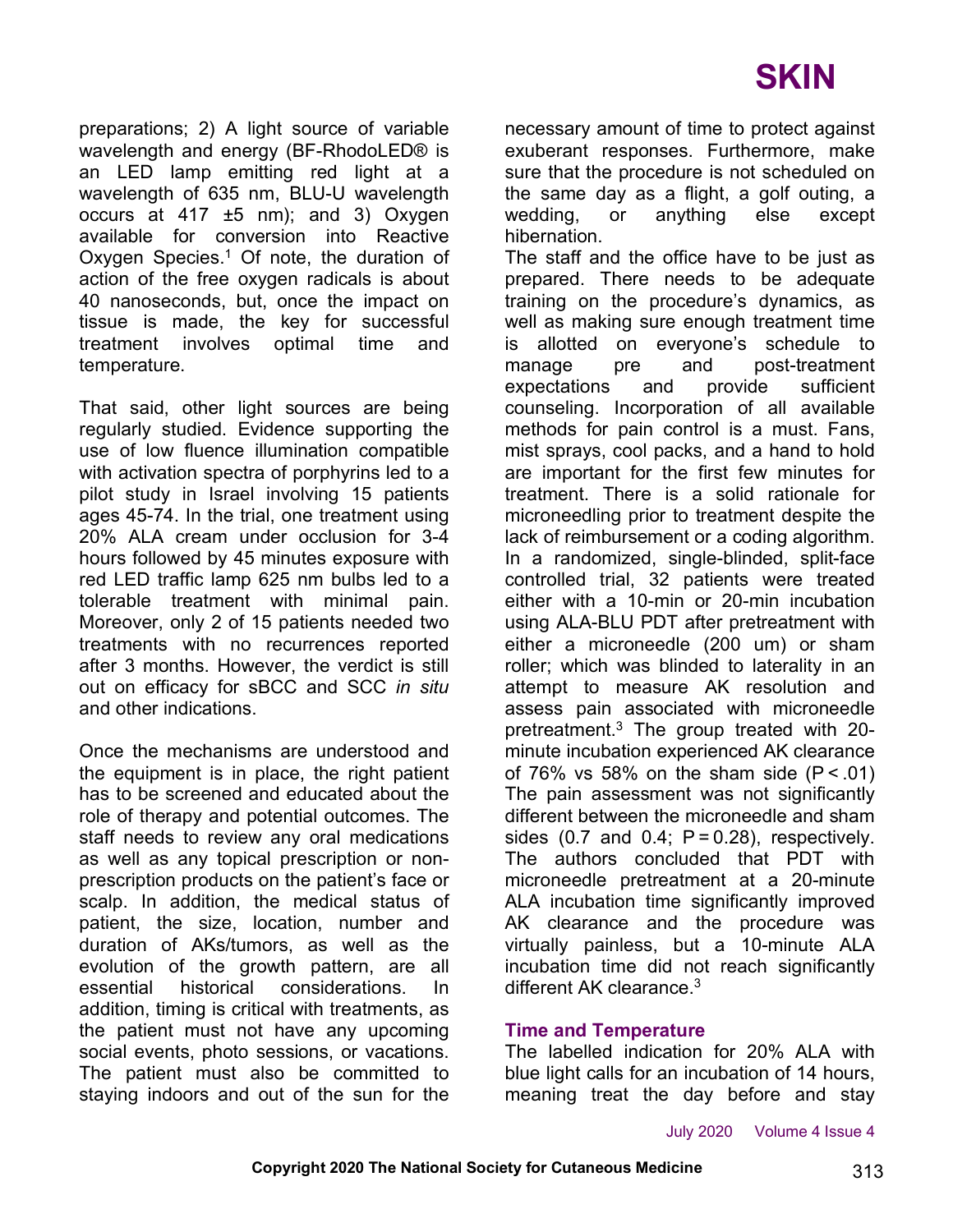preparations; 2) A light source of variable wavelength and energy (BF-RhodoLED® is an LED lamp emitting red light at a wavelength of 635 nm, BLU-U wavelength occurs at 417 ±5 nm); and 3) Oxygen available for conversion into Reactive Oxygen Species.[1] Of note, the duration of action of the free oxygen radicals is about 40 nanoseconds, but, once the impact on tissue is made, the key for successful treatment involves optimal time and temperature.

That said, other light sources are being regularly studied. Evidence supporting the use of low fluence illumination compatible with activation spectra of porphyrins led to a pilot study in Israel involving 15 patients ages 45-74. In the trial, one treatment using 20% ALA cream under occlusion for 3-4 hours followed by 45 minutes exposure with red LED traffic lamp 625 nm bulbs led to a tolerable treatment with minimal pain. Moreover, only 2 of 15 patients needed two treatments with no recurrences reported after 3 months. However, the verdict is still out on efficacy for sBCC and SCC *in situ* and other indications.

Once the mechanisms are understood and the equipment is in place, the right patient has to be screened and educated about the role of therapy and potential outcomes. The staff needs to review any oral medications as well as any topical prescription or non-prescription products on the patient's face or scalp. In addition, the medical status of patient, the size, location, number and duration of AKs/tumors, as well as the evolution of the growth pattern, are all essential historical considerations. In addition, timing is critical with treatments, as the patient must not have any upcoming social events, photo sessions, or vacations. The patient must also be committed to staying indoors and out of the sun for the necessary amount of time to protect against exuberant responses. Furthermore, make sure that the procedure is not scheduled on the same day as a flight, a golf outing, a wedding, or anything else except hibernation.

The staff and the office have to be just as prepared. There needs to be adequate training on the procedure's dynamics, as well as making sure enough treatment time is allotted on everyone's schedule to manage pre and post-treatment expectations and provide sufficient counseling. Incorporation of all available methods for pain control is a must. Fans, mist sprays, cool packs, and a hand to hold are important for the first few minutes for treatment. There is a solid rationale for microneedling prior to treatment despite the lack of reimbursement or a coding algorithm. In a randomized, single-blinded, split-face controlled trial, 32 patients were treated either with a 10-min or 20-min incubation using ALA-BLU PDT after pretreatment with either a microneedle (200 um) or sham roller; which was blinded to laterality in an attempt to measure AK resolution and assess pain associated with microneedle pretreatment.[3] The group treated with 20-minute incubation experienced AK clearance of 76% vs 58% on the sham side ($P < .01$) The pain assessment was not significantly different between the microneedle and sham sides (0.7 and 0.4; $P = 0.28$), respectively. The authors concluded that PDT with microneedle pretreatment at a 20-minute ALA incubation time significantly improved AK clearance and the procedure was virtually painless, but a 10-minute ALA incubation time did not reach significantly different AK clearance.[3]

### Time and Temperature

The labelled indication for 20% ALA with blue light calls for an incubation of 14 hours, meaning treat the day before and stay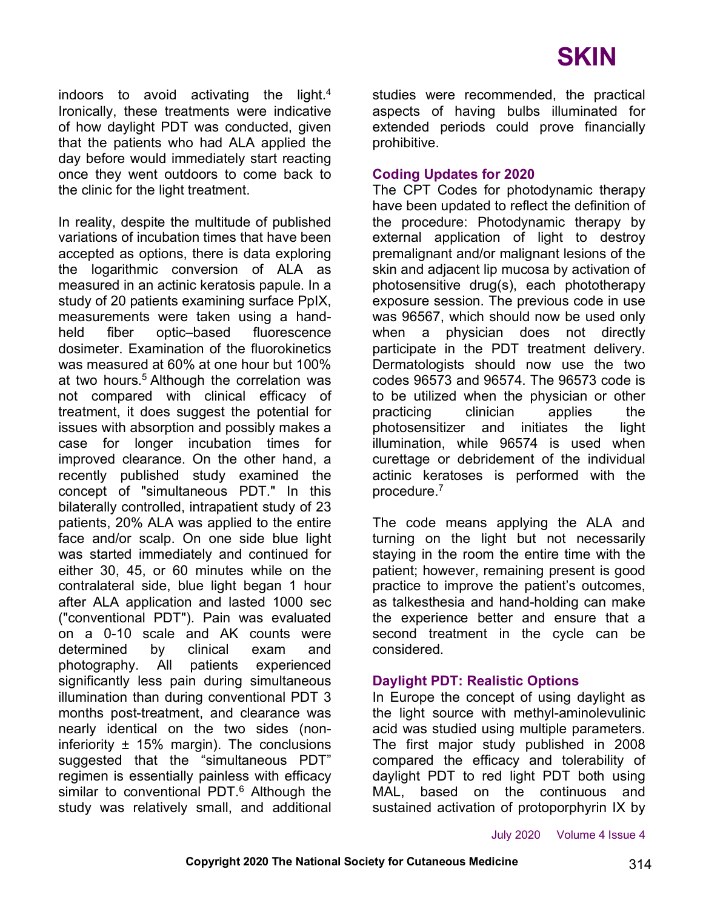indoors to avoid activating the light.[4] Ironically, these treatments were indicative of how daylight PDT was conducted, given that the patients who had ALA applied the day before would immediately start reacting once they went outdoors to come back to the clinic for the light treatment.

In reality, despite the multitude of published variations of incubation times that have been accepted as options, there is data exploring the logarithmic conversion of ALA as measured in an actinic keratosis papule. In a study of 20 patients examining surface PpIX, measurements were taken using a hand-held fiber optic–based fluorescence dosimeter. Examination of the fluorokinetics was measured at 60% at one hour but 100% at two hours.[5] Although the correlation was not compared with clinical efficacy of treatment, it does suggest the potential for issues with absorption and possibly makes a case for longer incubation times for improved clearance. On the other hand, a recently published study examined the concept of "simultaneous PDT." In this bilaterally controlled, intrapatient study of 23 patients, 20% ALA was applied to the entire face and/or scalp. On one side blue light was started immediately and continued for either 30, 45, or 60 minutes while on the contralateral side, blue light began 1 hour after ALA application and lasted 1000 sec ("conventional PDT"). Pain was evaluated on a 0-10 scale and AK counts were determined by clinical exam and photography. All patients experienced significantly less pain during simultaneous illumination than during conventional PDT 3 months post-treatment, and clearance was nearly identical on the two sides (non-inferiority ± 15% margin). The conclusions suggested that the "simultaneous PDT" regimen is essentially painless with efficacy similar to conventional PDT.[6] Although the study was relatively small, and additional studies were recommended, the practical aspects of having bulbs illuminated for extended periods could prove financially prohibitive.

### Coding Updates for 2020

The CPT Codes for photodynamic therapy have been updated to reflect the definition of the procedure: Photodynamic therapy by external application of light to destroy premalignant and/or malignant lesions of the skin and adjacent lip mucosa by activation of photosensitive drug(s), each phototherapy exposure session. The previous code in use was 96567, which should now be used only when a physician does not directly participate in the PDT treatment delivery. Dermatologists should now use the two codes 96573 and 96574. The 96573 code is to be utilized when the physician or other practicing clinician applies the photosensitizer and initiates the light illumination, while 96574 is used when curettage or debridement of the individual actinic keratoses is performed with the procedure.[7]

The code means applying the ALA and turning on the light but not necessarily staying in the room the entire time with the patient; however, remaining present is good practice to improve the patient's outcomes, as talkesthesia and hand-holding can make the experience better and ensure that a second treatment in the cycle can be considered.

### Daylight PDT: Realistic Options

In Europe the concept of using daylight as the light source with methyl-aminolevulinic acid was studied using multiple parameters. The first major study published in 2008 compared the efficacy and tolerability of daylight PDT to red light PDT both using MAL, based on the continuous and sustained activation of protoporphyrin IX by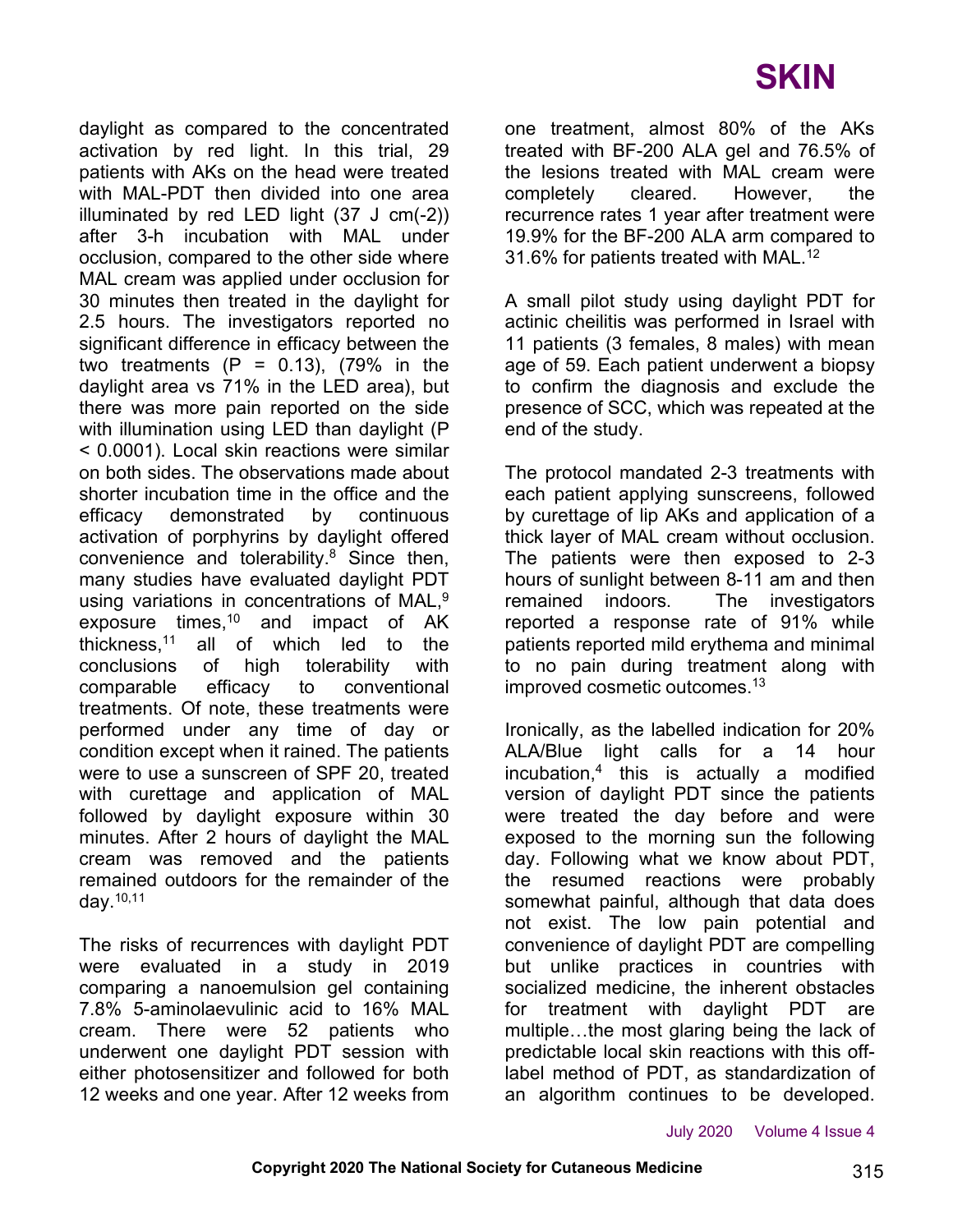daylight as compared to the concentrated activation by red light. In this trial, 29 patients with AKs on the head were treated with MAL-PDT then divided into one area illuminated by red LED light (37 J cm(-2)) after 3-h incubation with MAL under occlusion, compared to the other side where MAL cream was applied under occlusion for 30 minutes then treated in the daylight for 2.5 hours. The investigators reported no significant difference in efficacy between the two treatments ($P = 0.13$), (79% in the daylight area vs 71% in the LED area), but there was more pain reported on the side with illumination using LED than daylight ($P < 0.0001$). Local skin reactions were similar on both sides. The observations made about shorter incubation time in the office and the efficacy demonstrated by continuous activation of porphyrins by daylight offered convenience and tolerability.[8] Since then, many studies have evaluated daylight PDT using variations in concentrations of MAL,[9] exposure times,[10] and impact of AK thickness,[11] all of which led to the conclusions of high tolerability with comparable efficacy to conventional treatments. Of note, these treatments were performed under any time of day or condition except when it rained. The patients were to use a sunscreen of SPF 20, treated with curettage and application of MAL followed by daylight exposure within 30 minutes. After 2 hours of daylight the MAL cream was removed and the patients remained outdoors for the remainder of the day.[10,11]

The risks of recurrences with daylight PDT were evaluated in a study in 2019 comparing a nanoemulsion gel containing 7.8% 5-aminolaevulinic acid to 16% MAL cream. There were 52 patients who underwent one daylight PDT session with either photosensitizer and followed for both 12 weeks and one year. After 12 weeks from one treatment, almost 80% of the AKs treated with BF-200 ALA gel and 76.5% of the lesions treated with MAL cream were completely cleared. However, the recurrence rates 1 year after treatment were 19.9% for the BF-200 ALA arm compared to 31.6% for patients treated with MAL.[12]

A small pilot study using daylight PDT for actinic cheilitis was performed in Israel with 11 patients (3 females, 8 males) with mean age of 59. Each patient underwent a biopsy to confirm the diagnosis and exclude the presence of SCC, which was repeated at the end of the study.

The protocol mandated 2-3 treatments with each patient applying sunscreens, followed by curettage of lip AKs and application of a thick layer of MAL cream without occlusion. The patients were then exposed to 2-3 hours of sunlight between 8-11 am and then remained indoors. The investigators reported a response rate of 91% while patients reported mild erythema and minimal to no pain during treatment along with improved cosmetic outcomes.[13]

Ironically, as the labelled indication for 20% ALA/Blue light calls for a 14 hour incubation,[4] this is actually a modified version of daylight PDT since the patients were treated the day before and were exposed to the morning sun the following day. Following what we know about PDT, the resumed reactions were probably somewhat painful, although that data does not exist. The low pain potential and convenience of daylight PDT are compelling but unlike practices in countries with socialized medicine, the inherent obstacles for treatment with daylight PDT are multiple…the most glaring being the lack of predictable local skin reactions with this off-label method of PDT, as standardization of an algorithm continues to be developed.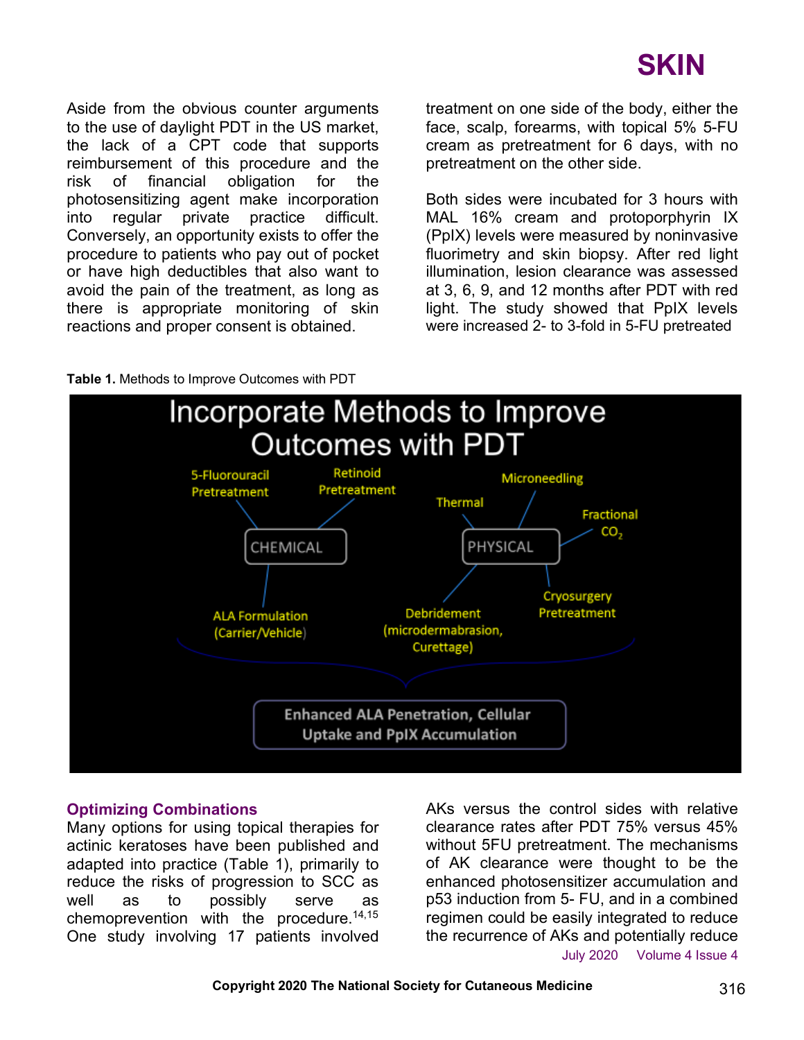Aside from the obvious counter arguments to the use of daylight PDT in the US market, the lack of a CPT code that supports reimbursement of this procedure and the risk of financial obligation for the photosensitizing agent make incorporation into regular private practice difficult. Conversely, an opportunity exists to offer the procedure to patients who pay out of pocket or have high deductibles that also want to avoid the pain of the treatment, as long as there is appropriate monitoring of skin reactions and proper consent is obtained.

treatment on one side of the body, either the face, scalp, forearms, with topical 5% 5-FU cream as pretreatment for 6 days, with no pretreatment on the other side.

Both sides were incubated for 3 hours with MAL 16% cream and protoporphyrin IX (PpIX) levels were measured by noninvasive fluorimetry and skin biopsy. After red light illumination, lesion clearance was assessed at 3, 6, 9, and 12 months after PDT with red light. The study showed that PpIX levels were increased 2- to 3-fold in 5-FU pretreated

**Table 1.** Methods to Improve Outcomes with PDT

**Incorporate Methods to Improve Outcomes with PDT**

- **CHEMICAL**
  - 5-Fluorouracil Pretreatment
  - Retinoid Pretreatment
  - ALA Formulation (Carrier/Vehicle)
- **PHYSICAL**
  - Thermal
  - Microneedling
  - Fractional $CO_2$
  - Cryosurgery Pretreatment
  - Debridement (microdermabrasion, Curettage)

→ Enhanced ALA Penetration, Cellular Uptake and PpIX Accumulation

## Optimizing Combinations

Many options for using topical therapies for actinic keratoses have been published and adapted into practice (Table 1), primarily to reduce the risks of progression to SCC as well as to possibly serve as chemoprevention with the procedure.[14,15] One study involving 17 patients involved AKs versus the control sides with relative clearance rates after PDT 75% versus 45% without 5FU pretreatment. The mechanisms of AK clearance were thought to be the enhanced photosensitizer accumulation and p53 induction from 5- FU, and in a combined regimen could be easily integrated to reduce the recurrence of AKs and potentially reduce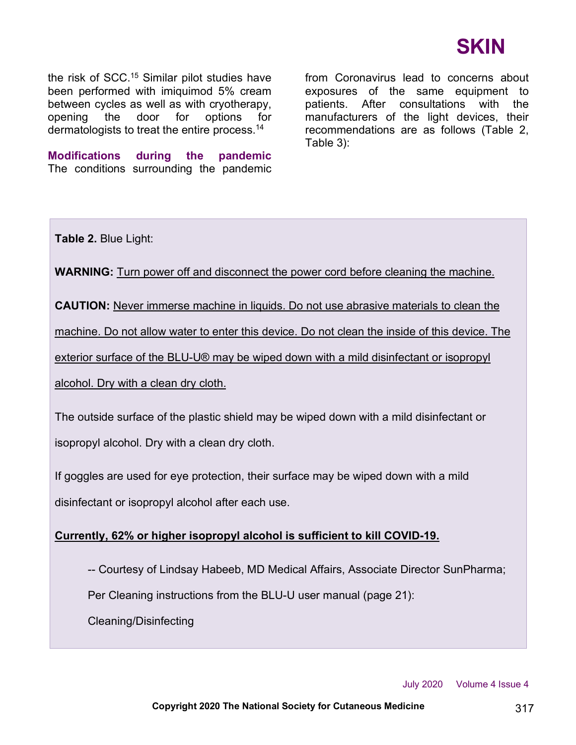the risk of SCC.[15] Similar pilot studies have been performed with imiquimod 5% cream between cycles as well as with cryotherapy, opening the door for options for dermatologists to treat the entire process.[14]

**Modifications during the pandemic**

The conditions surrounding the pandemic from Coronavirus lead to concerns about exposures of the same equipment to patients. After consultations with the manufacturers of the light devices, their recommendations are as follows (Table 2, Table 3):

**Table 2.** Blue Light:

**WARNING:** Turn power off and disconnect the power cord before cleaning the machine.

**CAUTION:** Never immerse machine in liquids. Do not use abrasive materials to clean the machine. Do not allow water to enter this device. Do not clean the inside of this device. The exterior surface of the BLU-U® may be wiped down with a mild disinfectant or isopropyl alcohol. Dry with a clean dry cloth.

The outside surface of the plastic shield may be wiped down with a mild disinfectant or isopropyl alcohol. Dry with a clean dry cloth.

If goggles are used for eye protection, their surface may be wiped down with a mild disinfectant or isopropyl alcohol after each use.

**Currently, 62% or higher isopropyl alcohol is sufficient to kill COVID-19.**

-- Courtesy of Lindsay Habeeb, MD Medical Affairs, Associate Director SunPharma;

Per Cleaning instructions from the BLU-U user manual (page 21):

Cleaning/Disinfecting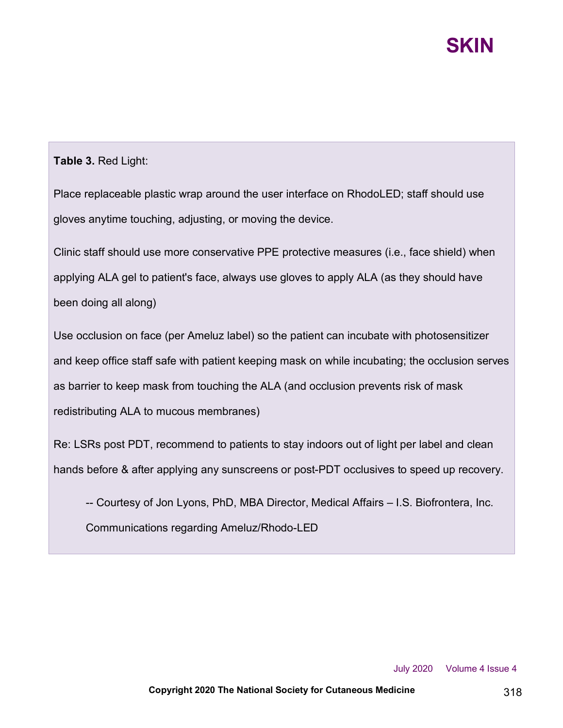**Table 3.** Red Light:

Place replaceable plastic wrap around the user interface on RhodoLED; staff should use gloves anytime touching, adjusting, or moving the device.

Clinic staff should use more conservative PPE protective measures (i.e., face shield) when applying ALA gel to patient's face, always use gloves to apply ALA (as they should have been doing all along)

Use occlusion on face (per Ameluz label) so the patient can incubate with photosensitizer and keep office staff safe with patient keeping mask on while incubating; the occlusion serves as barrier to keep mask from touching the ALA (and occlusion prevents risk of mask redistributing ALA to mucous membranes)

Re: LSRs post PDT, recommend to patients to stay indoors out of light per label and clean hands before & after applying any sunscreens or post-PDT occlusives to speed up recovery.

-- Courtesy of Jon Lyons, PhD, MBA Director, Medical Affairs – I.S. Biofrontera, Inc. Communications regarding Ameluz/Rhodo-LED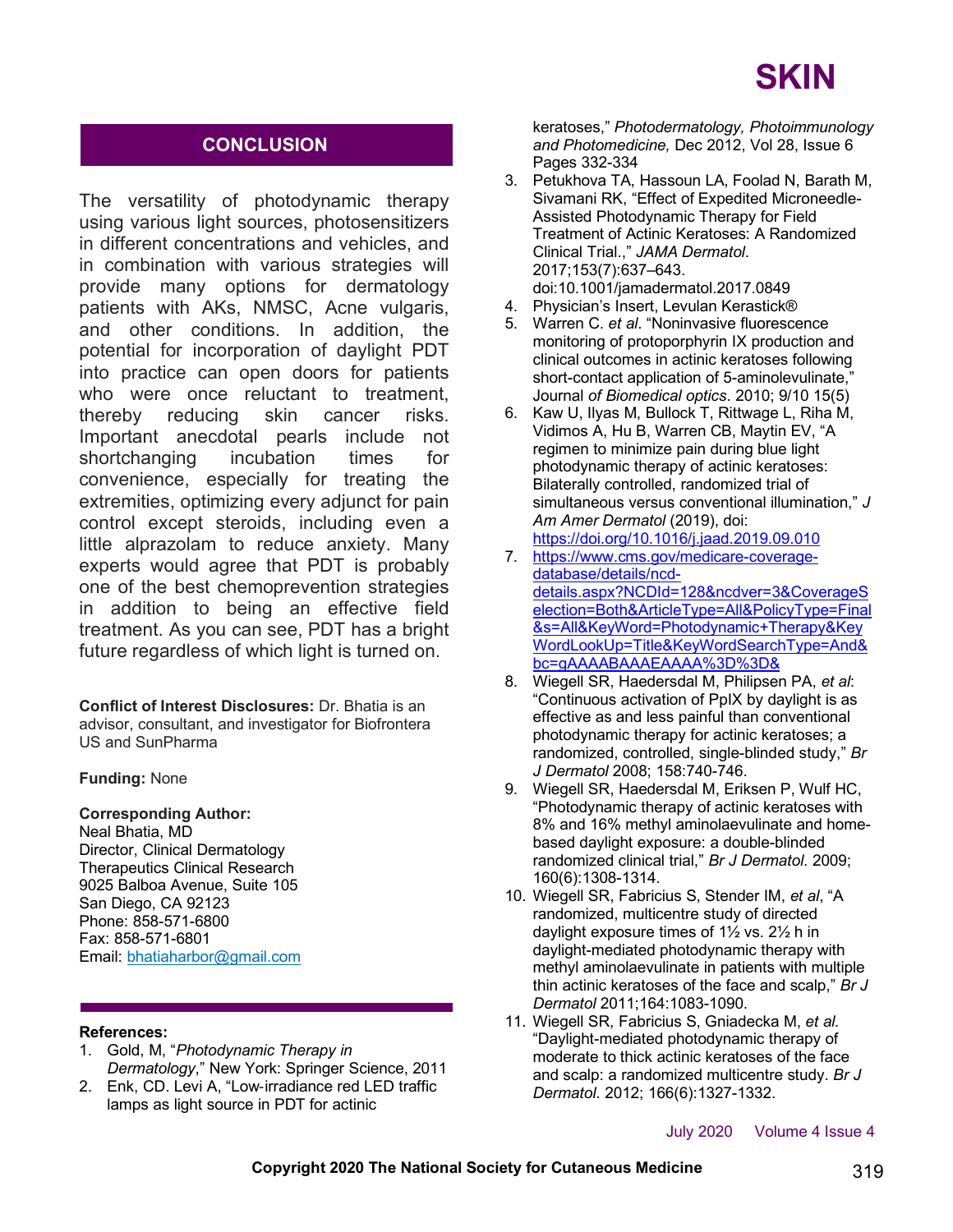## CONCLUSION

The versatility of photodynamic therapy using various light sources, photosensitizers in different concentrations and vehicles, and in combination with various strategies will provide many options for dermatology patients with AKs, NMSC, Acne vulgaris, and other conditions. In addition, the potential for incorporation of daylight PDT into practice can open doors for patients who were once reluctant to treatment, thereby reducing skin cancer risks. Important anecdotal pearls include not shortchanging incubation times for convenience, especially for treating the extremities, optimizing every adjunct for pain control except steroids, including even a little alprazolam to reduce anxiety. Many experts would agree that PDT is probably one of the best chemoprevention strategies in addition to being an effective field treatment. As you can see, PDT has a bright future regardless of which light is turned on.

**Conflict of Interest Disclosures:** Dr. Bhatia is an advisor, consultant, and investigator for Biofrontera US and SunPharma

**Funding:** None

**Corresponding Author:**
Neal Bhatia, MD
Director, Clinical Dermatology
Therapeutics Clinical Research
9025 Balboa Avenue, Suite 105
San Diego, CA 92123
Phone: 858-571-6800
Fax: 858-571-6801
Email: bhatiaharbor@gmail.com

**References:**

1. Gold, M, "*Photodynamic Therapy in Dermatology*," New York: Springer Science, 2011
2. Enk, CD. Levi A, "Low-irradiance red LED traffic lamps as light source in PDT for actinic keratoses," *Photodermatology, Photoimmunology and Photomedicine,* Dec 2012, Vol 28, Issue 6 Pages 332-334
3. Petukhova TA, Hassoun LA, Foolad N, Barath M, Sivamani RK, "Effect of Expedited Microneedle-Assisted Photodynamic Therapy for Field Treatment of Actinic Keratoses: A Randomized Clinical Trial.," *JAMA Dermatol*. 2017;153(7):637–643. doi:10.1001/jamadermatol.2017.0849
4. Physician's Insert, Levulan Kerastick®
5. Warren C. *et al*. "Noninvasive fluorescence monitoring of protoporphyrin IX production and clinical outcomes in actinic keratoses following short-contact application of 5-aminolevulinate," Journal *of Biomedical optics*. 2010; 9/10 15(5)
6. Kaw U, Ilyas M, Bullock T, Rittwage L, Riha M, Vidimos A, Hu B, Warren CB, Maytin EV, "A regimen to minimize pain during blue light photodynamic therapy of actinic keratoses: Bilaterally controlled, randomized trial of simultaneous versus conventional illumination," *J Am Amer Dermatol* (2019), doi: https://doi.org/10.1016/j.jaad.2019.09.010
7. https://www.cms.gov/medicare-coverage-database/details/ncd-details.aspx?NCDId=128&ncdver=3&CoverageSelection=Both&ArticleType=All&PolicyType=Final&s=All&KeyWord=Photodynamic+Therapy&KeyWordLookUp=Title&KeyWordSearchType=And&bc=gAAAABAAAEAAAA%3D%3D&
8. Wiegell SR, Haedersdal M, Philipsen PA, *et al*: "Continuous activation of PpIX by daylight is as effective as and less painful than conventional photodynamic therapy for actinic keratoses; a randomized, controlled, single-blinded study," *Br J Dermatol* 2008; 158:740-746.
9. Wiegell SR, Haedersdal M, Eriksen P, Wulf HC, "Photodynamic therapy of actinic keratoses with 8% and 16% methyl aminolaevulinate and home-based daylight exposure: a double-blinded randomized clinical trial," *Br J Dermatol*. 2009; 160(6):1308-1314.
10. Wiegell SR, Fabricius S, Stender IM, *et al*, "A randomized, multicentre study of directed daylight exposure times of 1½ vs. 2½ h in daylight-mediated photodynamic therapy with methyl aminolaevulinate in patients with multiple thin actinic keratoses of the face and scalp," *Br J Dermatol* 2011;164:1083-1090.
11. Wiegell SR, Fabricius S, Gniadecka M, *et al.* "Daylight-mediated photodynamic therapy of moderate to thick actinic keratoses of the face and scalp: a randomized multicentre study. *Br J Dermatol*. 2012; 166(6):1327-1332.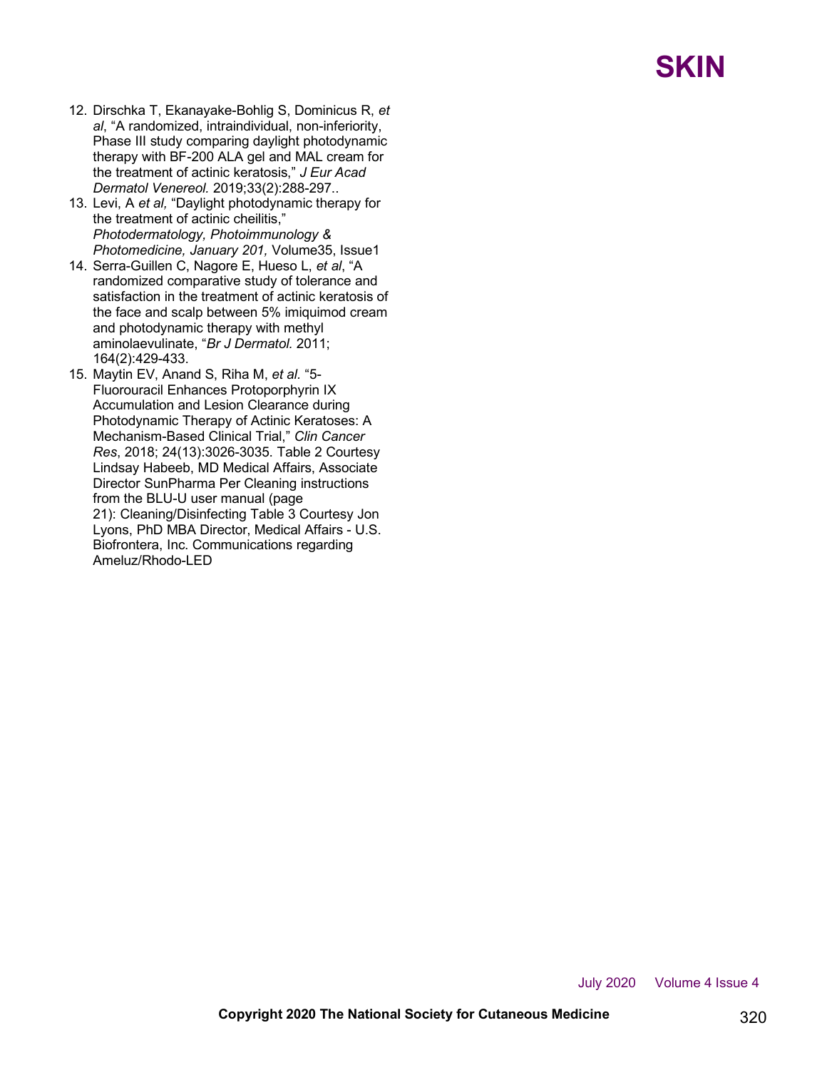12. Dirschka T, Ekanayake-Bohlig S, Dominicus R, *et al*, "A randomized, intraindividual, non-inferiority, Phase III study comparing daylight photodynamic therapy with BF-200 ALA gel and MAL cream for the treatment of actinic keratosis," *J Eur Acad Dermatol Venereol.* 2019;33(2):288-297..
13. Levi, A *et al,* "Daylight photodynamic therapy for the treatment of actinic cheilitis," *Photodermatology, Photoimmunology & Photomedicine, January 201,* Volume35, Issue1
14. Serra-Guillen C, Nagore E, Hueso L, *et al*, "A randomized comparative study of tolerance and satisfaction in the treatment of actinic keratosis of the face and scalp between 5% imiquimod cream and photodynamic therapy with methyl aminolaevulinate, "*Br J Dermatol.* 2011; 164(2):429-433.
15. Maytin EV, Anand S, Riha M, *et al*. "5-Fluorouracil Enhances Protoporphyrin IX Accumulation and Lesion Clearance during Photodynamic Therapy of Actinic Keratoses: A Mechanism-Based Clinical Trial," *Clin Cancer Res*, 2018; 24(13):3026-3035. Table 2 Courtesy Lindsay Habeeb, MD Medical Affairs, Associate Director SunPharma Per Cleaning instructions from the BLU-U user manual (page 21): Cleaning/Disinfecting Table 3 Courtesy Jon Lyons, PhD MBA Director, Medical Affairs - U.S. Biofrontera, Inc. Communications regarding Ameluz/Rhodo-LED